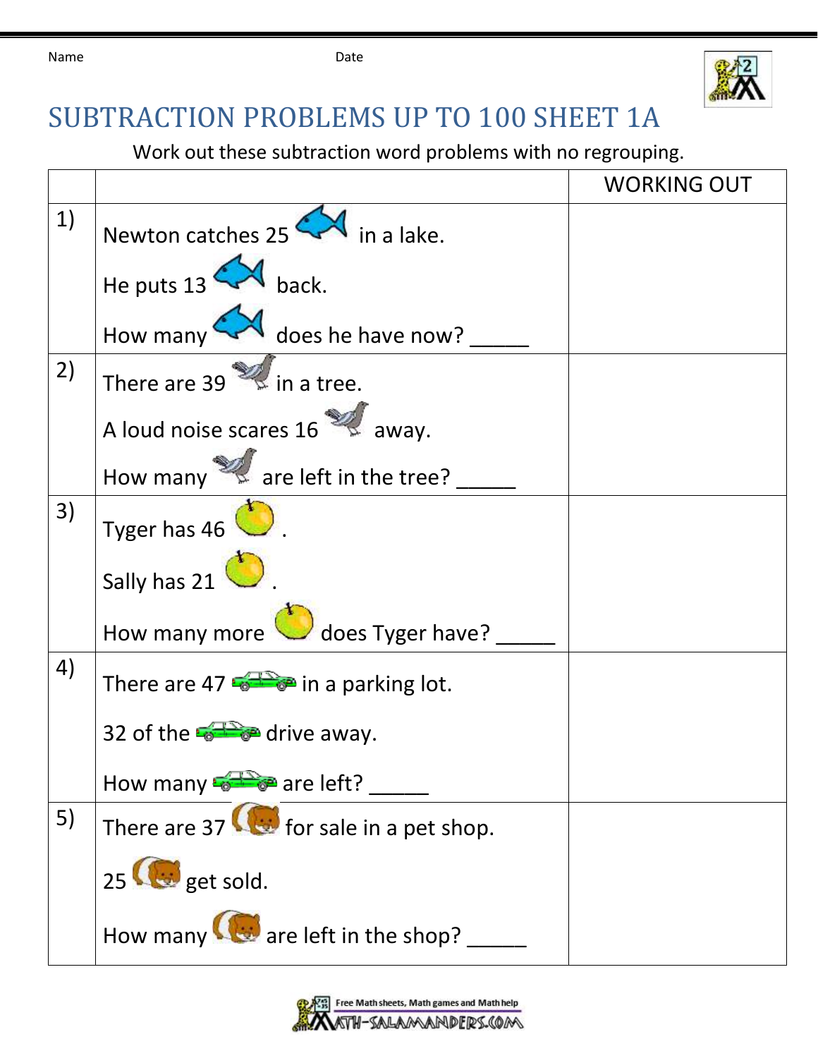Name                                        Date

# SUBTRACTION PROBLEMS UP TO 100 SHEET 1A

Work out these subtraction word problems with no regrouping.

| | | WORKING OUT |
|---|---|---|
| 1) | Newton catches 25 in a lake.<br><br>He puts 13 back.<br><br>How many does he have now? _____ | |
| 2) | There are 39 in a tree.<br><br>A loud noise scares 16 away.<br><br>How many are left in the tree? _____ | |
| 3) | Tyger has 46 .<br><br>Sally has 21 .<br><br>How many more does Tyger have? _____ | |
| 4) | There are 47 in a parking lot.<br><br>32 of the drive away.<br><br>How many are left? _____ | |
| 5) | There are 37 for sale in a pet shop.<br><br>25 get sold.<br><br>How many are left in the shop? _____ | |

Free Math sheets, Math games and Math help
MATH-SALAMANDERS.COM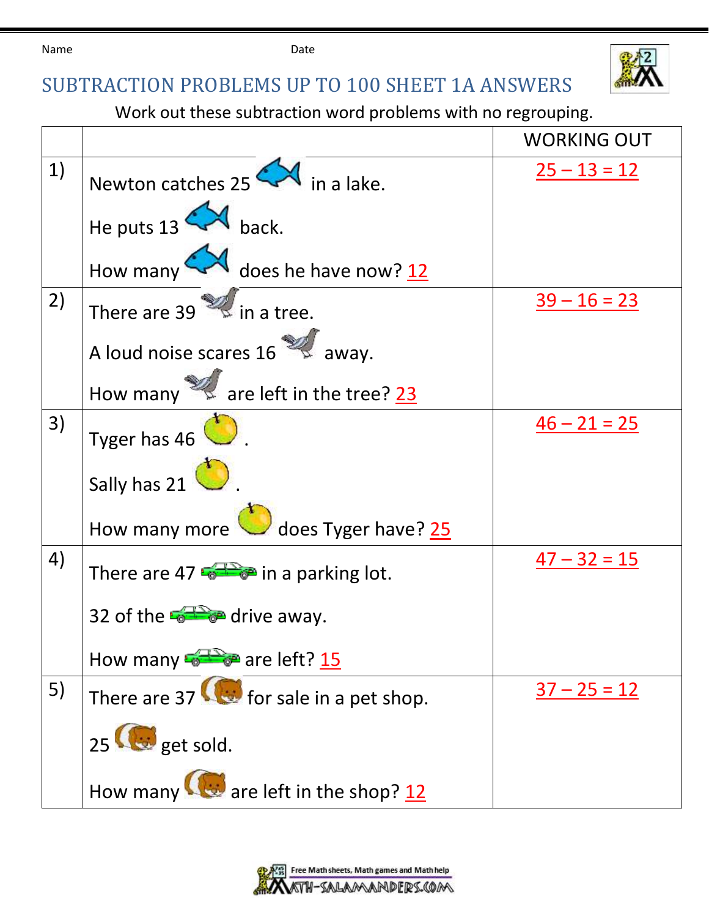Name Date

# SUBTRACTION PROBLEMS UP TO 100 SHEET 1A ANSWERS

Work out these subtraction word problems with no regrouping.

| | | WORKING OUT |
|---|---|---|
| 1) | Newton catches 25 in a lake.<br><br>He puts 13 back.<br><br>How many does he have now? 12 | 25 – 13 = 12 |
| 2) | There are 39 in a tree.<br><br>A loud noise scares 16 away.<br><br>How many are left in the tree? 23 | 39 – 16 = 23 |
| 3) | Tyger has 46 .<br><br>Sally has 21 .<br><br>How many more does Tyger have? 25 | 46 – 21 = 25 |
| 4) | There are 47 in a parking lot.<br><br>32 of the drive away.<br><br>How many are left? 15 | 47 – 32 = 15 |
| 5) | There are 37 for sale in a pet shop.<br><br>25 get sold.<br><br>How many are left in the shop? 12 | 37 – 25 = 12 |

Free Math sheets, Math games and Math help
MATH-SALAMANDERS.COM